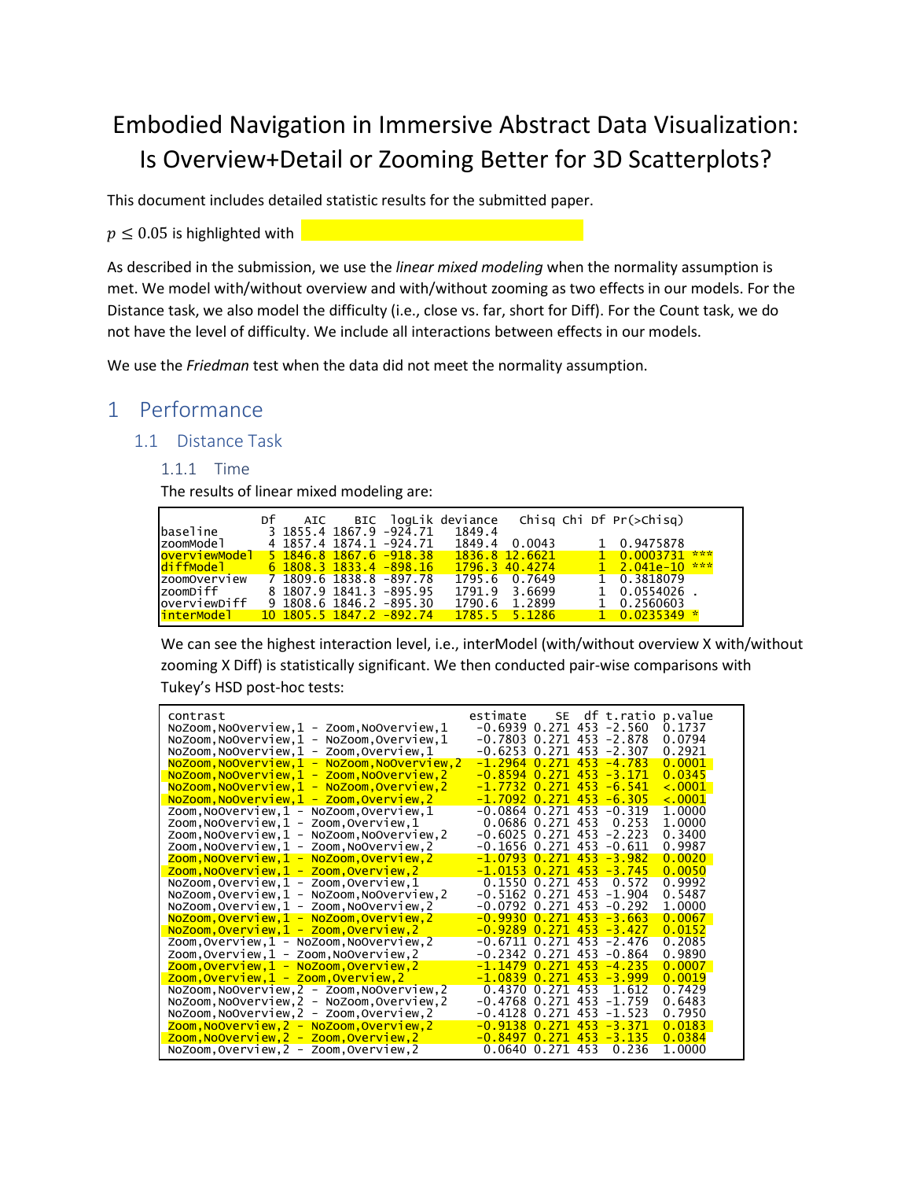# Embodied Navigation in Immersive Abstract Data Visualization: Is Overview+Detail or Zooming Better for 3D Scatterplots?

This document includes detailed statistic results for the submitted paper.

$p \leq 0.05$ is highlighted with

As described in the submission, we use the *linear mixed modeling* when the normality assumption is met. We model with/without overview and with/without zooming as two effects in our models. For the Distance task, we also model the difficulty (i.e., close vs. far, short for Diff). For the Count task, we do not have the level of difficulty. We include all interactions between effects in our models.

We use the *Friedman* test when the data did not meet the normality assumption.

## 1 Performance

### 1.1 Distance Task

#### 1.1.1 Time

The results of linear mixed modeling are:

| | Df | AIC | BIC | logLik | deviance | Chisq | Chi Df | Pr(>Chisq) | |
|---|---|---|---|---|---|---|---|---|---|
| baseline | 3 | 1855.4 | 1867.9 | -924.71 | 1849.4 | | | | |
| zoomModel | 4 | 1857.4 | 1874.1 | -924.71 | 1849.4 | 0.0043 | 1 | 0.9475878 | |
| overviewModel | 5 | 1846.8 | 1867.6 | -918.38 | 1836.8 | 12.6621 | 1 | 0.0003731 | *** |
| diffModel | 6 | 1808.3 | 1833.4 | -898.16 | 1796.3 | 40.4274 | 1 | 2.041e-10 | *** |
| zoomOverview | 7 | 1809.6 | 1838.8 | -897.78 | 1795.6 | 0.7649 | 1 | 0.3818079 | |
| zoomDiff | 8 | 1807.9 | 1841.3 | -895.95 | 1791.9 | 3.6699 | 1 | 0.0554026 | . |
| overviewDiff | 9 | 1808.6 | 1846.2 | -895.30 | 1790.6 | 1.2899 | 1 | 0.2560603 | |
| interModel | 10 | 1805.5 | 1847.2 | -892.74 | 1785.5 | 5.1286 | 1 | 0.0235349 | * |

We can see the highest interaction level, i.e., interModel (with/without overview X with/without zooming X Diff) is statistically significant. We then conducted pair-wise comparisons with Tukey's HSD post-hoc tests:

| contrast | estimate | SE | df | t.ratio | p.value |
|---|---|---|---|---|---|
| NoZoom,NoOverview,1 - Zoom,NoOverview,1 | -0.6939 | 0.271 | 453 | -2.560 | 0.1737 |
| NoZoom,NoOverview,1 - NoZoom,Overview,1 | -0.7803 | 0.271 | 453 | -2.878 | 0.0794 |
| NoZoom,NoOverview,1 - Zoom,Overview,1 | -0.6253 | 0.271 | 453 | -2.307 | 0.2921 |
| NoZoom,NoOverview,1 - NoZoom,NoOverview,2 | -1.2964 | 0.271 | 453 | -4.783 | 0.0001 |
| NoZoom,NoOverview,1 - Zoom,NoOverview,2 | -0.8594 | 0.271 | 453 | -3.171 | 0.0345 |
| NoZoom,NoOverview,1 - NoZoom,Overview,2 | -1.7732 | 0.271 | 453 | -6.541 | <.0001 |
| NoZoom,NoOverview,1 - Zoom,Overview,2 | -1.7092 | 0.271 | 453 | -6.305 | <.0001 |
| Zoom,NoOverview,1 - NoZoom,Overview,1 | -0.0864 | 0.271 | 453 | -0.319 | 1.0000 |
| Zoom,NoOverview,1 - Zoom,Overview,1 | 0.0686 | 0.271 | 453 | 0.253 | 1.0000 |
| Zoom,NoOverview,1 - NoZoom,NoOverview,2 | -0.6025 | 0.271 | 453 | -2.223 | 0.3400 |
| Zoom,NoOverview,1 - Zoom,NoOverview,2 | -0.1656 | 0.271 | 453 | -0.611 | 0.9987 |
| Zoom,NoOverview,1 - NoZoom,Overview,2 | -1.0793 | 0.271 | 453 | -3.982 | 0.0020 |
| Zoom,NoOverview,1 - Zoom,Overview,2 | -1.0153 | 0.271 | 453 | -3.745 | 0.0050 |
| NoZoom,Overview,1 - Zoom,Overview,1 | 0.1550 | 0.271 | 453 | 0.572 | 0.9992 |
| NoZoom,Overview,1 - NoZoom,NoOverview,2 | -0.5162 | 0.271 | 453 | -1.904 | 0.5487 |
| NoZoom,Overview,1 - Zoom,NoOverview,2 | -0.0792 | 0.271 | 453 | -0.292 | 1.0000 |
| NoZoom,Overview,1 - NoZoom,Overview,2 | -0.9930 | 0.271 | 453 | -3.663 | 0.0067 |
| NoZoom,Overview,1 - Zoom,Overview,2 | -0.9289 | 0.271 | 453 | -3.427 | 0.0152 |
| Zoom,Overview,1 - NoZoom,NoOverview,2 | -0.6711 | 0.271 | 453 | -2.476 | 0.2085 |
| Zoom,Overview,1 - Zoom,NoOverview,2 | -0.2342 | 0.271 | 453 | -0.864 | 0.9890 |
| Zoom,Overview,1 - NoZoom,Overview,2 | -1.1479 | 0.271 | 453 | -4.235 | 0.0007 |
| Zoom,Overview,1 - Zoom,Overview,2 | -1.0839 | 0.271 | 453 | -3.999 | 0.0019 |
| NoZoom,NoOverview,2 - Zoom,NoOverview,2 | 0.4370 | 0.271 | 453 | 1.612 | 0.7429 |
| NoZoom,NoOverview,2 - NoZoom,Overview,2 | -0.4768 | 0.271 | 453 | -1.759 | 0.6483 |
| NoZoom,NoOverview,2 - Zoom,Overview,2 | -0.4128 | 0.271 | 453 | -1.523 | 0.7950 |
| Zoom,NoOverview,2 - NoZoom,Overview,2 | -0.9138 | 0.271 | 453 | -3.371 | 0.0183 |
| Zoom,NoOverview,2 - Zoom,Overview,2 | -0.8497 | 0.271 | 453 | -3.135 | 0.0384 |
| NoZoom,Overview,2 - Zoom,Overview,2 | 0.0640 | 0.271 | 453 | 0.236 | 1.0000 |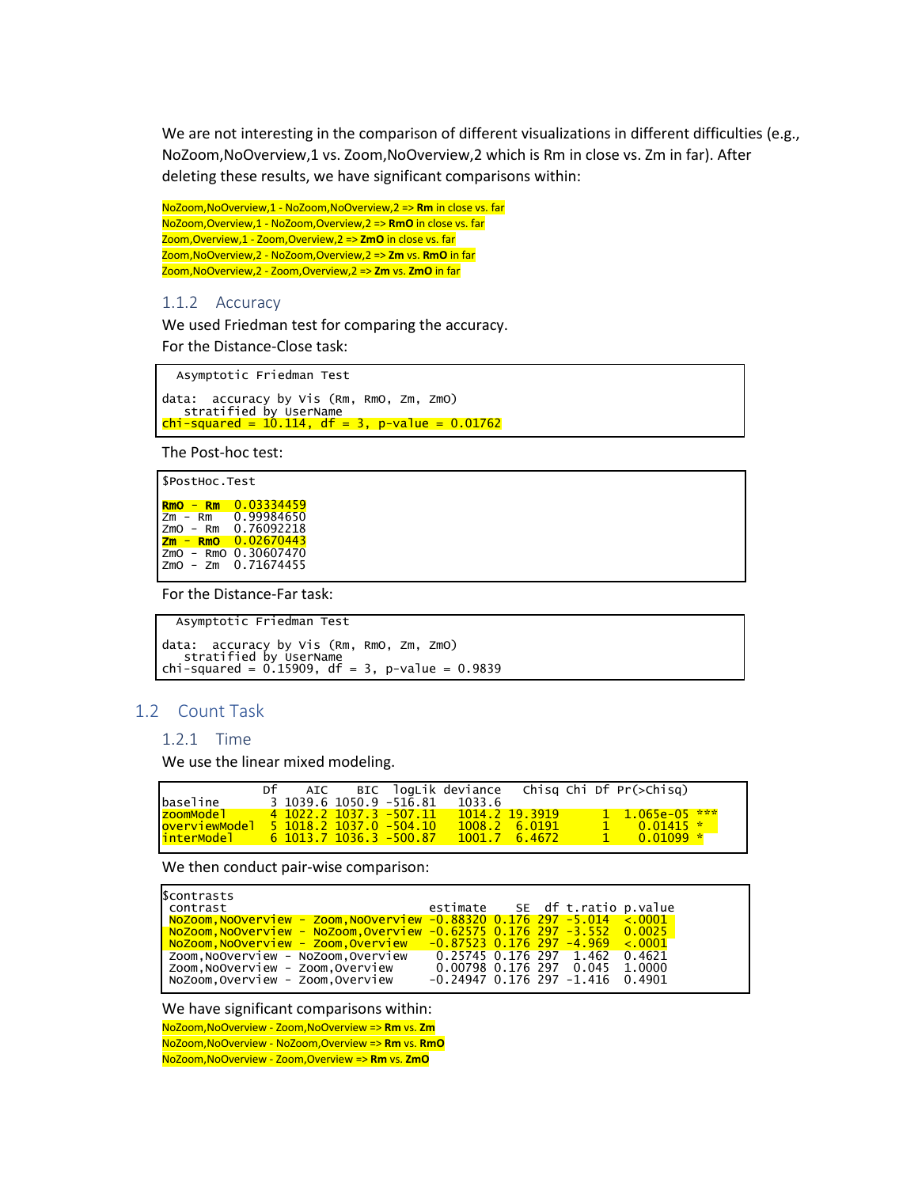We are not interesting in the comparison of different visualizations in different difficulties (e.g., NoZoom,NoOverview,1 vs. Zoom,NoOverview,2 which is Rm in close vs. Zm in far). After deleting these results, we have significant comparisons within:

NoZoom,NoOverview,1 - NoZoom,NoOverview,2 => **Rm** in close vs. far
NoZoom,Overview,1 - NoZoom,Overview,2 => **RmO** in close vs. far
Zoom,Overview,1 - Zoom,Overview,2 => **ZmO** in close vs. far
Zoom,NoOverview,2 - NoZoom,Overview,2 => **Zm** vs. **RmO** in far
Zoom,NoOverview,2 - Zoom,Overview,2 => **Zm** vs. **ZmO** in far

### 1.1.2 Accuracy

We used Friedman test for comparing the accuracy.

For the Distance-Close task:

```
  Asymptotic Friedman Test

data:  accuracy by Vis (Rm, RmO, Zm, ZmO)
   stratified by UserName
chi-squared = 10.114, df = 3, p-value = 0.01762
```

The Post-hoc test:

```
$PostHoc.Test

RmO - Rm   0.03334459
Zm - Rm    0.99984650
ZmO - Rm   0.76092218
Zm - RmO   0.02670443
ZmO - RmO  0.30607470
ZmO - Zm   0.71674455
```

For the Distance-Far task:

```
  Asymptotic Friedman Test

data:  accuracy by Vis (Rm, RmO, Zm, ZmO)
   stratified by UserName
chi-squared = 0.15909, df = 3, p-value = 0.9839
```

## 1.2 Count Task

### 1.2.1 Time

We use the linear mixed modeling.

```
              Df    AIC    BIC  logLik deviance   Chisq Chi Df Pr(>Chisq)    
baseline       3 1039.6 1050.9 -516.81   1033.6                              
zoomModel      4 1022.2 1037.3 -507.11   1014.2 19.3919      1  1.065e-05 ***
overviewModel  5 1018.2 1037.0 -504.10   1008.2  6.0191      1    0.01415 *  
interModel     6 1013.7 1036.3 -500.87   1001.7  6.4672      1    0.01099 *  
```

We then conduct pair-wise comparison:

```
$contrasts
 contrast                             estimate    SE  df t.ratio p.value
 NoZoom,NoOverview - Zoom,NoOverview  -0.88320 0.176 297  -5.014  <.0001
 NoZoom,NoOverview - NoZoom,Overview  -0.62575 0.176 297  -3.552  0.0025
 NoZoom,NoOverview - Zoom,Overview    -0.87523 0.176 297  -4.969  <.0001
 Zoom,NoOverview - NoZoom,Overview     0.25745 0.176 297   1.462  0.4621
 Zoom,NoOverview - Zoom,Overview       0.00798 0.176 297   0.045  1.0000
 NoZoom,Overview - Zoom,Overview      -0.24947 0.176 297  -1.416  0.4901
```

We have significant comparisons within:

NoZoom,NoOverview - Zoom,NoOverview => **Rm** vs. **Zm**
NoZoom,NoOverview - NoZoom,Overview => **Rm** vs. **RmO**
NoZoom,NoOverview - Zoom,Overview => **Rm** vs. **ZmO**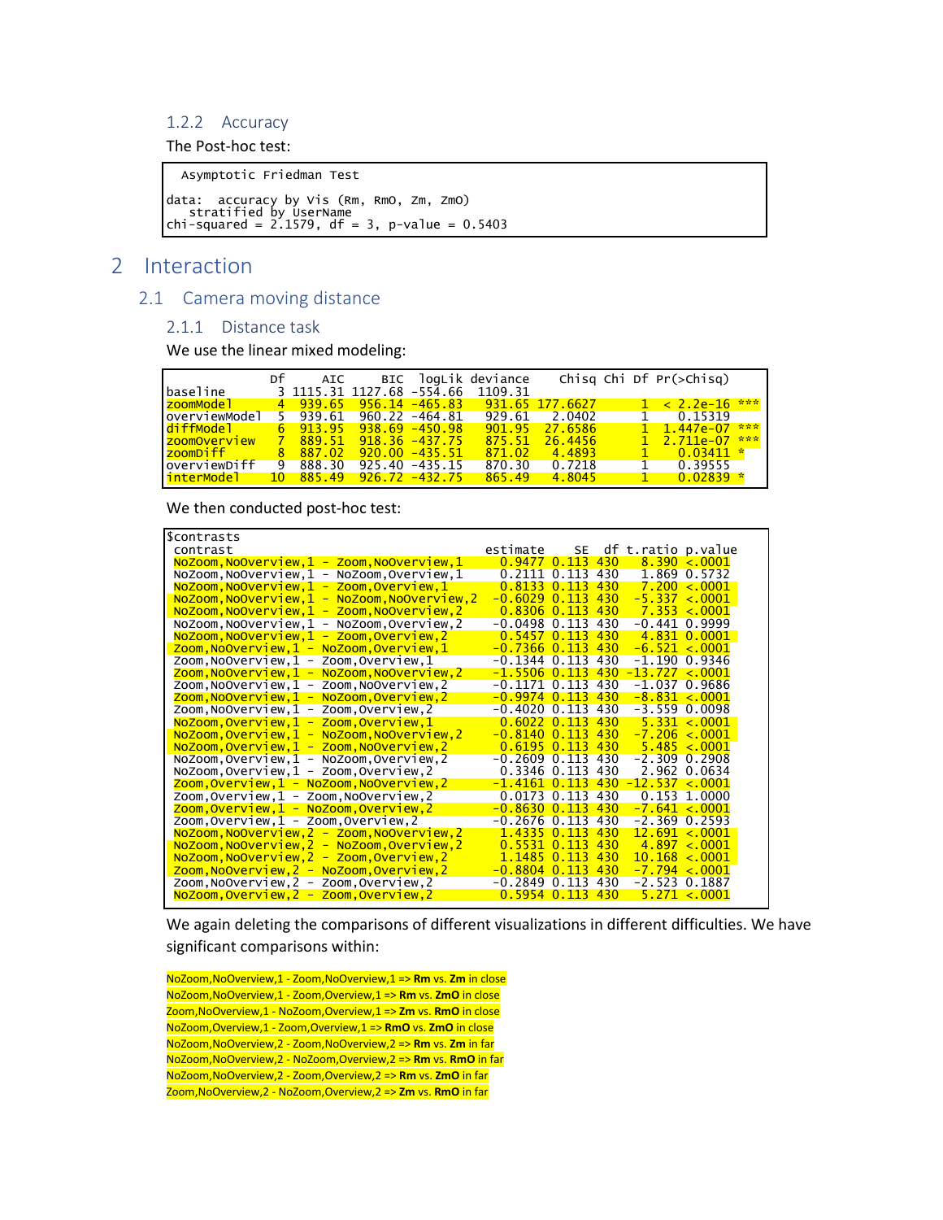### 1.2.2 Accuracy

The Post-hoc test:

```
  Asymptotic Friedman Test

data:  accuracy by Vis (Rm, RmO, Zm, ZmO)
   stratified by UserName
chi-squared = 2.1579, df = 3, p-value = 0.5403
```

# 2 Interaction

## 2.1 Camera moving distance

### 2.1.1 Distance task

We use the linear mixed modeling:

```
              Df     AIC     BIC  logLik deviance    Chisq Chi Df Pr(>Chisq)    
baseline       3 1115.31 1127.68 -554.66  1109.31                               
zoomModel      4  939.65  956.14 -465.83   931.65 177.6627      1  < 2.2e-16 ***
overviewModel  5  939.61  960.22 -464.81   929.61   2.0402      1    0.15319    
diffModel      6  913.95  938.69 -450.98   901.95  27.6586      1  1.447e-07 ***
zoomOverview   7  889.51  918.36 -437.75   875.51  26.4456      1  2.711e-07 ***
zoomDiff       8  887.02  920.00 -435.51   871.02   4.4893      1    0.03411 *  
overviewDiff   9  888.30  925.40 -435.15   870.30   0.7218      1    0.39555    
interModel    10  885.49  926.72 -432.75   865.49   4.8045      1    0.02839 *  
```

We then conducted post-hoc test:

```
$contrasts
 contrast                                    estimate    SE  df t.ratio p.value
 NoZoom,NoOverview,1 - Zoom,NoOverview,1       0.9477 0.113 430   8.390 <.0001 
 NoZoom,NoOverview,1 - NoZoom,Overview,1       0.2111 0.113 430   1.869 0.5732 
 NoZoom,NoOverview,1 - Zoom,Overview,1         0.8133 0.113 430   7.200 <.0001 
 NoZoom,NoOverview,1 - NoZoom,NoOverview,2    -0.6029 0.113 430  -5.337 <.0001 
 NoZoom,NoOverview,1 - Zoom,NoOverview,2       0.8306 0.113 430   7.353 <.0001 
 NoZoom,NoOverview,1 - NoZoom,Overview,2      -0.0498 0.113 430  -0.441 0.9999 
 NoZoom,NoOverview,1 - Zoom,Overview,2         0.5457 0.113 430   4.831 0.0001 
 Zoom,NoOverview,1 - NoZoom,Overview,1        -0.7366 0.113 430  -6.521 <.0001 
 Zoom,NoOverview,1 - Zoom,Overview,1          -0.1344 0.113 430  -1.190 0.9346 
 Zoom,NoOverview,1 - NoZoom,NoOverview,2      -1.5506 0.113 430 -13.727 <.0001 
 Zoom,NoOverview,1 - Zoom,NoOverview,2        -0.1171 0.113 430  -1.037 0.9686 
 Zoom,NoOverview,1 - NoZoom,Overview,2        -0.9974 0.113 430  -8.831 <.0001 
 Zoom,NoOverview,1 - Zoom,Overview,2          -0.4020 0.113 430  -3.559 0.0098 
 NoZoom,Overview,1 - Zoom,Overview,1           0.6022 0.113 430   5.331 <.0001 
 NoZoom,Overview,1 - NoZoom,NoOverview,2      -0.8140 0.113 430  -7.206 <.0001 
 NoZoom,Overview,1 - Zoom,NoOverview,2         0.6195 0.113 430   5.485 <.0001 
 NoZoom,Overview,1 - NoZoom,Overview,2        -0.2609 0.113 430  -2.309 0.2908 
 NoZoom,Overview,1 - Zoom,Overview,2           0.3346 0.113 430   2.962 0.0634 
 Zoom,Overview,1 - NoZoom,NoOverview,2        -1.4161 0.113 430 -12.537 <.0001 
 Zoom,Overview,1 - Zoom,NoOverview,2           0.0173 0.113 430   0.153 1.0000 
 Zoom,Overview,1 - NoZoom,Overview,2          -0.8630 0.113 430  -7.641 <.0001 
 Zoom,Overview,1 - Zoom,Overview,2            -0.2676 0.113 430  -2.369 0.2593 
 NoZoom,NoOverview,2 - Zoom,NoOverview,2       1.4335 0.113 430  12.691 <.0001 
 NoZoom,NoOverview,2 - NoZoom,Overview,2       0.5531 0.113 430   4.897 <.0001 
 NoZoom,NoOverview,2 - Zoom,Overview,2         1.1485 0.113 430  10.168 <.0001 
 Zoom,NoOverview,2 - NoZoom,Overview,2        -0.8804 0.113 430  -7.794 <.0001 
 Zoom,NoOverview,2 - Zoom,Overview,2          -0.2849 0.113 430  -2.523 0.1887 
 NoZoom,Overview,2 - Zoom,Overview,2           0.5954 0.113 430   5.271 <.0001 
```

We again deleting the comparisons of different visualizations in different difficulties. We have significant comparisons within:

NoZoom,NoOverview,1 - Zoom,NoOverview,1 => **Rm** vs. **Zm** in close
NoZoom,NoOverview,1 - Zoom,Overview,1 => **Rm** vs. **ZmO** in close
Zoom,NoOverview,1 - NoZoom,Overview,1 => **Zm** vs. **RmO** in close
NoZoom,Overview,1 - Zoom,Overview,1 => **RmO** vs. **ZmO** in close
NoZoom,NoOverview,2 - Zoom,NoOverview,2 => **Rm** vs. **Zm** in far
NoZoom,NoOverview,2 - NoZoom,Overview,2 => **Rm** vs. **RmO** in far
NoZoom,NoOverview,2 - Zoom,Overview,2 => **Rm** vs. **ZmO** in far
Zoom,NoOverview,2 - NoZoom,Overview,2 => **Zm** vs. **RmO** in far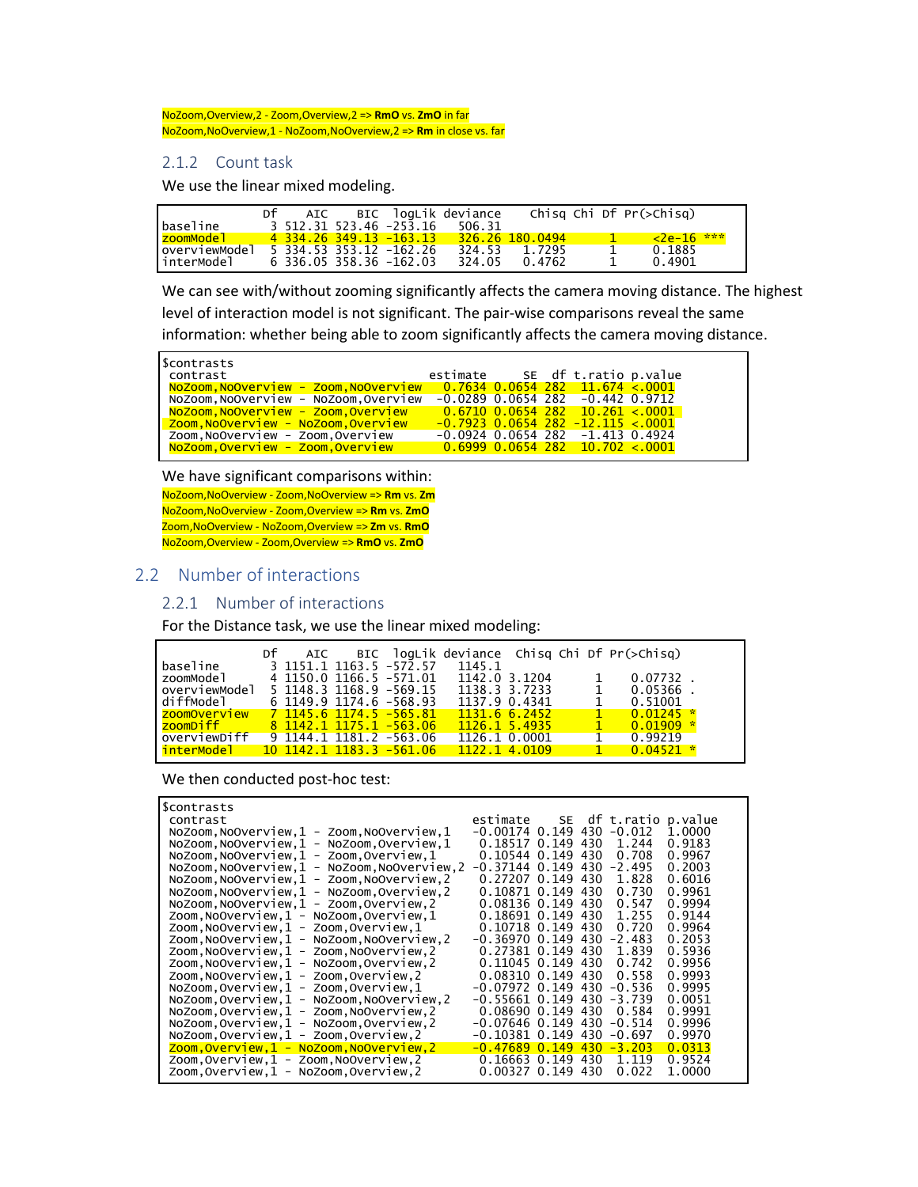NoZoom,Overview,2 - Zoom,Overview,2 => **RmO** vs. **ZmO** in far
NoZoom,NoOverview,1 - NoZoom,NoOverview,2 => **Rm** in close vs. far

### 2.1.2 Count task

We use the linear mixed modeling.

```
              Df    AIC    BIC  logLik deviance    Chisq Chi Df Pr(>Chisq)    
baseline       3 512.31 523.46 -253.16   506.31                               
zoomModel      4 334.26 349.13 -163.13   326.26 180.0494      1     <2e-16 ***
overviewModel  5 334.53 353.12 -162.26   324.53   1.7295      1     0.1885    
interModel     6 336.05 358.36 -162.03   324.05   0.4762      1     0.4901    
```

We can see with/without zooming significantly affects the camera moving distance. The highest level of interaction model is not significant. The pair-wise comparisons reveal the same information: whether being able to zoom significantly affects the camera moving distance.

```
$contrasts
 contrast                            estimate     SE  df t.ratio p.value
 NoZoom,NoOverview - Zoom,NoOverview   0.7634 0.0654 282  11.674 <.0001 
 NoZoom,NoOverview - NoZoom,Overview  -0.0289 0.0654 282  -0.442 0.9712 
 NoZoom,NoOverview - Zoom,Overview     0.6710 0.0654 282  10.261 <.0001 
 Zoom,NoOverview - NoZoom,Overview    -0.7923 0.0654 282 -12.115 <.0001 
 Zoom,NoOverview - Zoom,Overview      -0.0924 0.0654 282  -1.413 0.4924 
 NoZoom,Overview - Zoom,Overview       0.6999 0.0654 282  10.702 <.0001 
```

We have significant comparisons within:

NoZoom,NoOverview - Zoom,NoOverview => **Rm** vs. **Zm**
NoZoom,NoOverview - Zoom,Overview => **Rm** vs. **ZmO**
Zoom,NoOverview - NoZoom,Overview => **Zm** vs. **RmO**
NoZoom,Overview - Zoom,Overview => **RmO** vs. **ZmO**

## 2.2 Number of interactions

### 2.2.1 Number of interactions

For the Distance task, we use the linear mixed modeling:

```
              Df    AIC    BIC  logLik deviance  Chisq Chi Df Pr(>Chisq)  
baseline       3 1151.1 1163.5 -572.57   1145.1                           
zoomModel      4 1150.0 1166.5 -571.01   1142.0 3.1204      1    0.07732 .
overviewModel  5 1148.3 1168.9 -569.15   1138.3 3.7233      1    0.05366 .
diffModel      6 1149.9 1174.6 -568.93   1137.9 0.4341      1    0.51001  
zoomOverview   7 1145.6 1174.5 -565.81   1131.6 6.2452      1    0.01245 *
zoomDiff       8 1142.1 1175.1 -563.06   1126.1 5.4935      1    0.01909 *
overviewDiff   9 1144.1 1181.2 -563.06   1126.1 0.0001      1    0.99219  
interModel    10 1142.1 1183.3 -561.06   1122.1 4.0109      1    0.04521 *
```

We then conducted post-hoc test:

```
$contrasts
 contrast                                 estimate    SE  df t.ratio p.value
 NoZoom,NoOverview,1 - Zoom,NoOverview,1  -0.00174 0.149 430  -0.012  1.0000
 NoZoom,NoOverview,1 - NoZoom,Overview,1   0.18517 0.149 430   1.244  0.9183
 NoZoom,NoOverview,1 - Zoom,Overview,1     0.10544 0.149 430   0.708  0.9967
 NoZoom,NoOverview,1 - NoZoom,NoOverview,2 -0.37144 0.149 430  -2.495  0.2003
 NoZoom,NoOverview,1 - Zoom,NoOverview,2   0.27207 0.149 430   1.828  0.6016
 NoZoom,NoOverview,1 - NoZoom,Overview,2   0.10871 0.149 430   0.730  0.9961
 NoZoom,NoOverview,1 - Zoom,Overview,2     0.08136 0.149 430   0.547  0.9994
 Zoom,NoOverview,1 - NoZoom,Overview,1     0.18691 0.149 430   1.255  0.9144
 Zoom,NoOverview,1 - Zoom,Overview,1       0.10718 0.149 430   0.720  0.9964
 Zoom,NoOverview,1 - NoZoom,NoOverview,2  -0.36970 0.149 430  -2.483  0.2053
 Zoom,NoOverview,1 - Zoom,NoOverview,2     0.27381 0.149 430   1.839  0.5936
 Zoom,NoOverview,1 - NoZoom,Overview,2     0.11045 0.149 430   0.742  0.9956
 Zoom,NoOverview,1 - Zoom,Overview,2       0.08310 0.149 430   0.558  0.9993
 NoZoom,Overview,1 - Zoom,Overview,1      -0.07972 0.149 430  -0.536  0.9995
 NoZoom,Overview,1 - NoZoom,NoOverview,2  -0.55661 0.149 430  -3.739  0.0051
 NoZoom,Overview,1 - Zoom,NoOverview,2     0.08690 0.149 430   0.584  0.9991
 NoZoom,Overview,1 - NoZoom,Overview,2    -0.07646 0.149 430  -0.514  0.9996
 NoZoom,Overview,1 - Zoom,Overview,2      -0.10381 0.149 430  -0.697  0.9970
 Zoom,Overview,1 - NoZoom,NoOverview,2    -0.47689 0.149 430  -3.203  0.0313
 Zoom,Overview,1 - Zoom,NoOverview,2       0.16663 0.149 430   1.119  0.9524
 Zoom,Overview,1 - NoZoom,Overview,2       0.00327 0.149 430   0.022  1.0000
```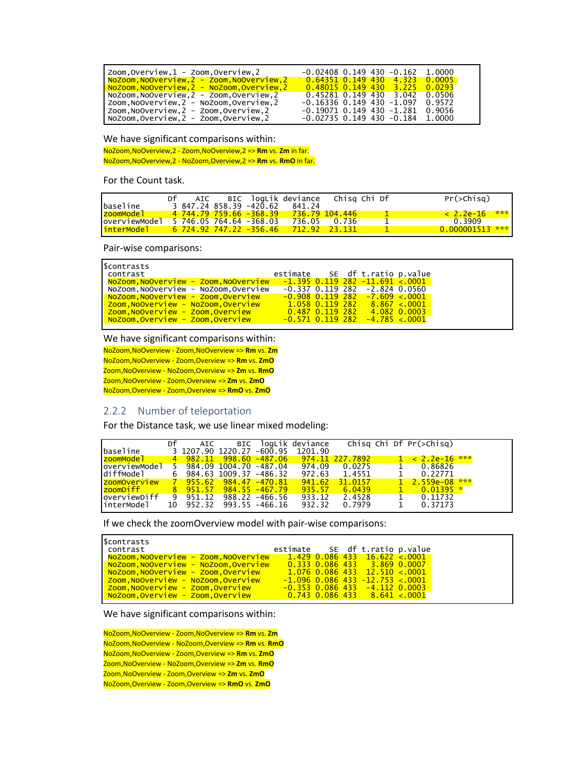```
Zoom,Overview,1 - Zoom,Overview,2              -0.02408 0.149 430 -0.162  1.0000
NoZoom,NoOverview,2 - Zoom,NoOverview,2         0.64351 0.149 430  4.323  0.0005
NoZoom,NoOverview,2 - NoZoom,Overview,2         0.48015 0.149 430  3.225  0.0293
NoZoom,NoOverview,2 - Zoom,Overview,2           0.45281 0.149 430  3.042  0.0506
Zoom,NoOverview,2 - NoZoom,Overview,2          -0.16336 0.149 430 -1.097  0.9572
Zoom,NoOverview,2 - Zoom,Overview,2            -0.19071 0.149 430 -1.281  0.9056
NoZoom,Overview,2 - Zoom,Overview,2            -0.02735 0.149 430 -0.184  1.0000
```

We have significant comparisons within:

NoZoom,NoOverview,2 - Zoom,NoOverview,2 => **Rm** vs. **Zm** in far.

NoZoom,NoOverview,2 - NoZoom,Overview,2 => **Rm** vs. **RmO** in far.

For the Count task.

```
              Df    AIC    BIC  logLik deviance    Chisq Chi Df         Pr(>Chisq)
baseline       3 847.24 858.39 -420.62   841.24
zoomModel      4 744.79 759.66 -368.39   736.79 104.446      1          < 2.2e-16 ***
overviewModel  5 746.05 764.64 -368.03   736.05   0.736      1             0.3909
interModel     6 724.92 747.22 -356.46   712.92  23.131      1        0.000001513 ***
```

Pair-wise comparisons:

```
$contrasts
 contrast                               estimate    SE  df t.ratio p.value
 NoZoom,NoOverview - Zoom,NoOverview      -1.395 0.119 282 -11.691 <.0001
 NoZoom,NoOverview - NoZoom,Overview      -0.337 0.119 282  -2.824 0.0560
 NoZoom,NoOverview - Zoom,Overview        -0.908 0.119 282  -7.609 <.0001
 Zoom,NoOverview - NoZoom,Overview         1.058 0.119 282   8.867 <.0001
 Zoom,NoOverview - Zoom,Overview           0.487 0.119 282   4.082 0.0003
 NoZoom,Overview - Zoom,Overview          -0.571 0.119 282  -4.785 <.0001
```

We have significant comparisons within:

NoZoom,NoOverview - Zoom,NoOverview => **Rm** vs. **Zm**

NoZoom,NoOverview - Zoom,Overview => **Rm** vs. **ZmO**

Zoom,NoOverview - NoZoom,Overview => **Zm** vs. **RmO**

Zoom,NoOverview - Zoom,Overview => **Zm** vs. **ZmO**

NoZoom,Overview - Zoom,Overview => **RmO** vs. **ZmO**

### 2.2.2 Number of teleportation

For the Distance task, we use linear mixed modeling:

```
              Df     AIC     BIC  logLik deviance    Chisq Chi Df Pr(>Chisq)
baseline       3 1207.90 1220.27 -600.95  1201.90
zoomModel      4  982.11  998.60 -487.06   974.11 227.7892      1  < 2.2e-16 ***
overviewModel  5  984.09 1004.70 -487.04   974.09   0.0275      1    0.86826
diffModel      6  984.63 1009.37 -486.32   972.63   1.4551      1    0.22771
zoomOverview   7  955.62  984.47 -470.81   941.62  31.0157      1  2.559e-08 ***
zoomDiff       8  951.57  984.55 -467.79   935.57   6.0439      1    0.01395 *
overviewDiff   9  951.12  988.22 -466.56   933.12   2.4528      1    0.11732
interModel    10  952.32  993.55 -466.16   932.32   0.7979      1    0.37173
```

If we check the zoomOverview model with pair-wise comparisons:

```
$contrasts
 contrast                               estimate    SE  df t.ratio p.value
 NoZoom,NoOverview - Zoom,NoOverview       1.429 0.086 433  16.622 <.0001
 NoZoom,NoOverview - NoZoom,Overview       0.333 0.086 433   3.869 0.0007
 NoZoom,NoOverview - Zoom,Overview         1.076 0.086 433  12.510 <.0001
 Zoom,NoOverview - NoZoom,Overview        -1.096 0.086 433 -12.753 <.0001
 Zoom,NoOverview - Zoom,Overview          -0.353 0.086 433  -4.112 0.0003
 NoZoom,Overview - Zoom,Overview           0.743 0.086 433   8.641 <.0001
```

We have significant comparisons within:

NoZoom,NoOverview - Zoom,NoOverview => **Rm** vs. **Zm**

NoZoom,NoOverview - NoZoom,Overview => **Rm** vs. **RmO**

NoZoom,NoOverview - Zoom,Overview => **Rm** vs. **ZmO**

Zoom,NoOverview - NoZoom,Overview => **Zm** vs. **RmO**

Zoom,NoOverview - Zoom,Overview => **Zm** vs. **ZmO**

NoZoom,Overview - Zoom,Overview => **RmO** vs. **ZmO**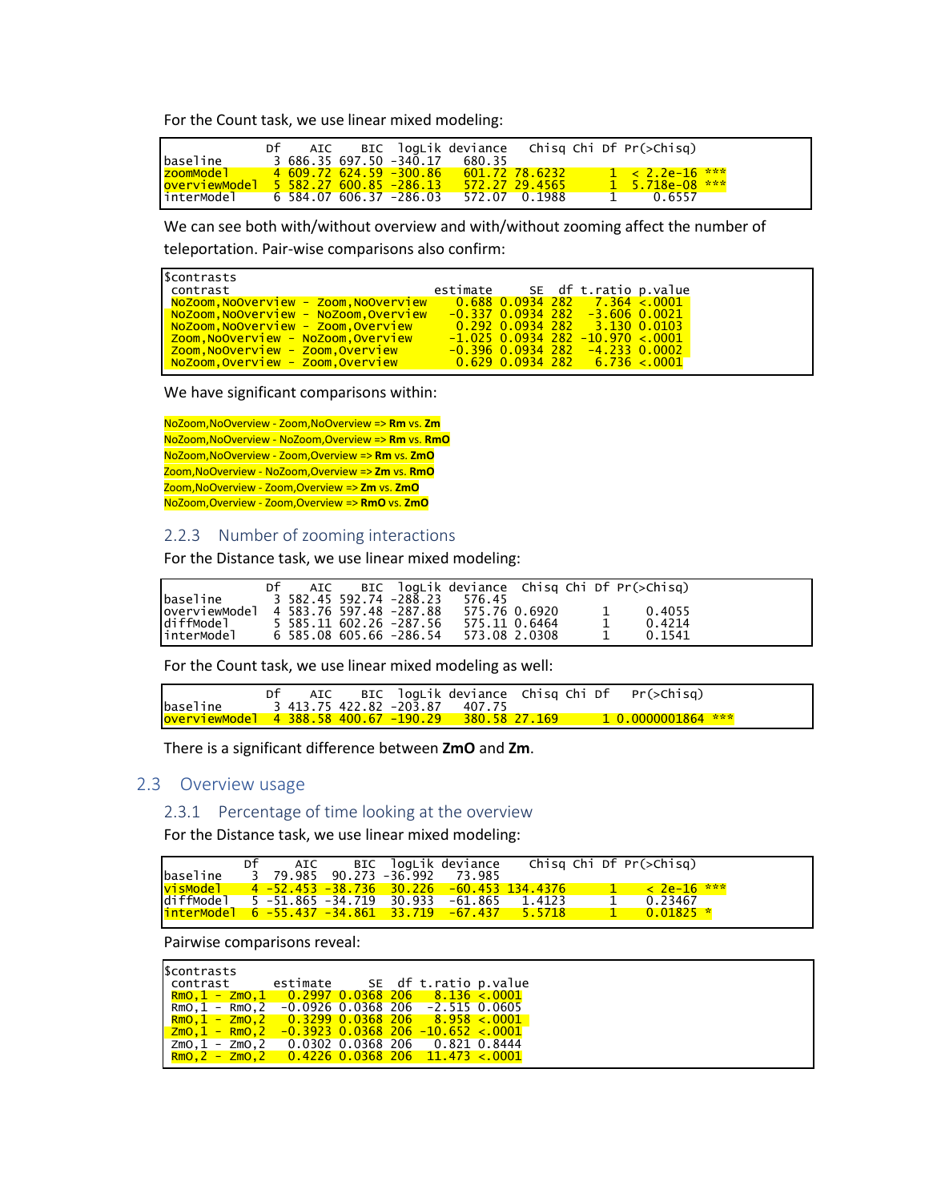For the Count task, we use linear mixed modeling:

```
              Df    AIC    BIC  logLik deviance   Chisq Chi Df Pr(>Chisq)    
baseline       3 686.35 697.50 -340.17   680.35                              
zoomModel      4 609.72 624.59 -300.86   601.72 78.6232      1  < 2.2e-16 ***
overviewModel  5 582.27 600.85 -286.13   572.27 29.4565      1  5.718e-08 ***
interModel     6 584.07 606.37 -286.03   572.07  0.1988      1     0.6557    
```

We can see both with/without overview and with/without zooming affect the number of teleportation. Pair-wise comparisons also confirm:

```
$contrasts
 contrast                                estimate     SE  df t.ratio p.value
 NoZoom,NoOverview - Zoom,NoOverview        0.688 0.0934 282   7.364 <.0001
 NoZoom,NoOverview - NoZoom,Overview       -0.337 0.0934 282  -3.606 0.0021
 NoZoom,NoOverview - Zoom,Overview          0.292 0.0934 282   3.130 0.0103
 Zoom,NoOverview - NoZoom,Overview         -1.025 0.0934 282 -10.970 <.0001
 Zoom,NoOverview - Zoom,Overview           -0.396 0.0934 282  -4.233 0.0002
 NoZoom,Overview - Zoom,Overview            0.629 0.0934 282   6.736 <.0001
```

We have significant comparisons within:

NoZoom,NoOverview - Zoom,NoOverview => **Rm** vs. **Zm**
NoZoom,NoOverview - NoZoom,Overview => **Rm** vs. **RmO**
NoZoom,NoOverview - Zoom,Overview => **Rm** vs. **ZmO**
Zoom,NoOverview - NoZoom,Overview => **Zm** vs. **RmO**
Zoom,NoOverview - Zoom,Overview => **Zm** vs. **ZmO**
NoZoom,Overview - Zoom,Overview => **RmO** vs. **ZmO**

### 2.2.3 Number of zooming interactions

For the Distance task, we use linear mixed modeling:

```
              Df    AIC    BIC  logLik deviance  Chisq Chi Df Pr(>Chisq)
baseline       3 582.45 592.74 -288.23   576.45                         
overviewModel  4 583.76 597.48 -287.88   575.76 0.6920      1     0.4055
diffModel      5 585.11 602.26 -287.56   575.11 0.6464      1     0.4214
interModel     6 585.08 605.66 -286.54   573.08 2.0308      1     0.1541
```

For the Count task, we use linear mixed modeling as well:

```
              Df    AIC    BIC  logLik deviance  Chisq Chi Df    Pr(>Chisq)    
baseline       3 413.75 422.82 -203.87   407.75                                
overviewModel  4 388.58 400.67 -190.29   380.58 27.169      1 0.0000001864 ***
```

There is a significant difference between **ZmO** and **Zm**.

## 2.3 Overview usage

### 2.3.1 Percentage of time looking at the overview

For the Distance task, we use linear mixed modeling:

```
           Df     AIC     BIC  logLik deviance    Chisq Chi Df Pr(>Chisq)    
baseline    3  79.985  90.273 -36.992   73.985                               
visModel    4 -52.453 -38.736  30.226  -60.453 134.4376      1    < 2e-16 ***
diffModel   5 -51.865 -34.719  30.933  -61.865   1.4123      1    0.23467    
interModel  6 -55.437 -34.861  33.719  -67.437   5.5718      1    0.01825 *  
```

Pairwise comparisons reveal:

```
$contrasts
 contrast      estimate     SE  df t.ratio p.value
 RmO,1 - ZmO,1   0.2997 0.0368 206   8.136 <.0001
 RmO,1 - RmO,2  -0.0926 0.0368 206  -2.515 0.0605
 RmO,1 - ZmO,2   0.3299 0.0368 206   8.958 <.0001
 ZmO,1 - RmO,2  -0.3923 0.0368 206 -10.652 <.0001
 ZmO,1 - ZmO,2   0.0302 0.0368 206   0.821 0.8444
 RmO,2 - ZmO,2   0.4226 0.0368 206  11.473 <.0001
```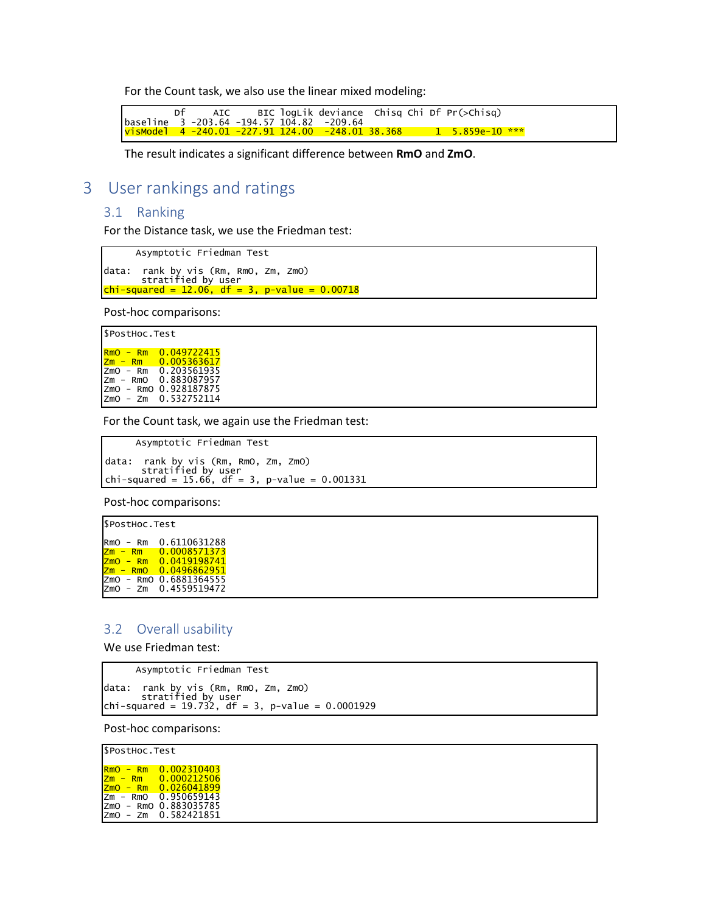For the Count task, we also use the linear mixed modeling:

```
         Df     AIC     BIC logLik deviance  Chisq Chi Df Pr(>Chisq)    
baseline  3 -203.64 -194.57 104.82  -209.64                             
visModel  4 -240.01 -227.91 124.00  -248.01 38.368      1  5.859e-10 ***
```

The result indicates a significant difference between **RmO** and **ZmO**.

# 3 User rankings and ratings

## 3.1 Ranking

For the Distance task, we use the Friedman test:

```
	Asymptotic Friedman Test

data:  rank by vis (Rm, RmO, Zm, ZmO)
	 stratified by user
chi-squared = 12.06, df = 3, p-value = 0.00718
```

Post-hoc comparisons:

```
$PostHoc.Test

RmO - Rm  0.049722415
Zm - Rm   0.005363617
ZmO - Rm  0.203561935
Zm - RmO  0.883087957
ZmO - RmO 0.928187875
ZmO - Zm  0.532752114
```

For the Count task, we again use the Friedman test:

```
	Asymptotic Friedman Test

data:  rank by vis (Rm, RmO, Zm, ZmO)
	 stratified by user
chi-squared = 15.66, df = 3, p-value = 0.001331
```

Post-hoc comparisons:

```
$PostHoc.Test

RmO - Rm  0.6110631288
Zm - Rm   0.0008571373
ZmO - Rm  0.0419198741
Zm - RmO  0.0496862951
ZmO - RmO 0.6881364555
ZmO - Zm  0.4559519472
```

## 3.2 Overall usability

We use Friedman test:

```
	Asymptotic Friedman Test

data:  rank by vis (Rm, RmO, Zm, ZmO)
	 stratified by user
chi-squared = 19.732, df = 3, p-value = 0.0001929
```

Post-hoc comparisons:

```
$PostHoc.Test

RmO - Rm  0.002310403
Zm - Rm   0.000212506
ZmO - Rm  0.026041899
Zm - RmO  0.950659143
ZmO - RmO 0.883035785
ZmO - Zm  0.582421851
```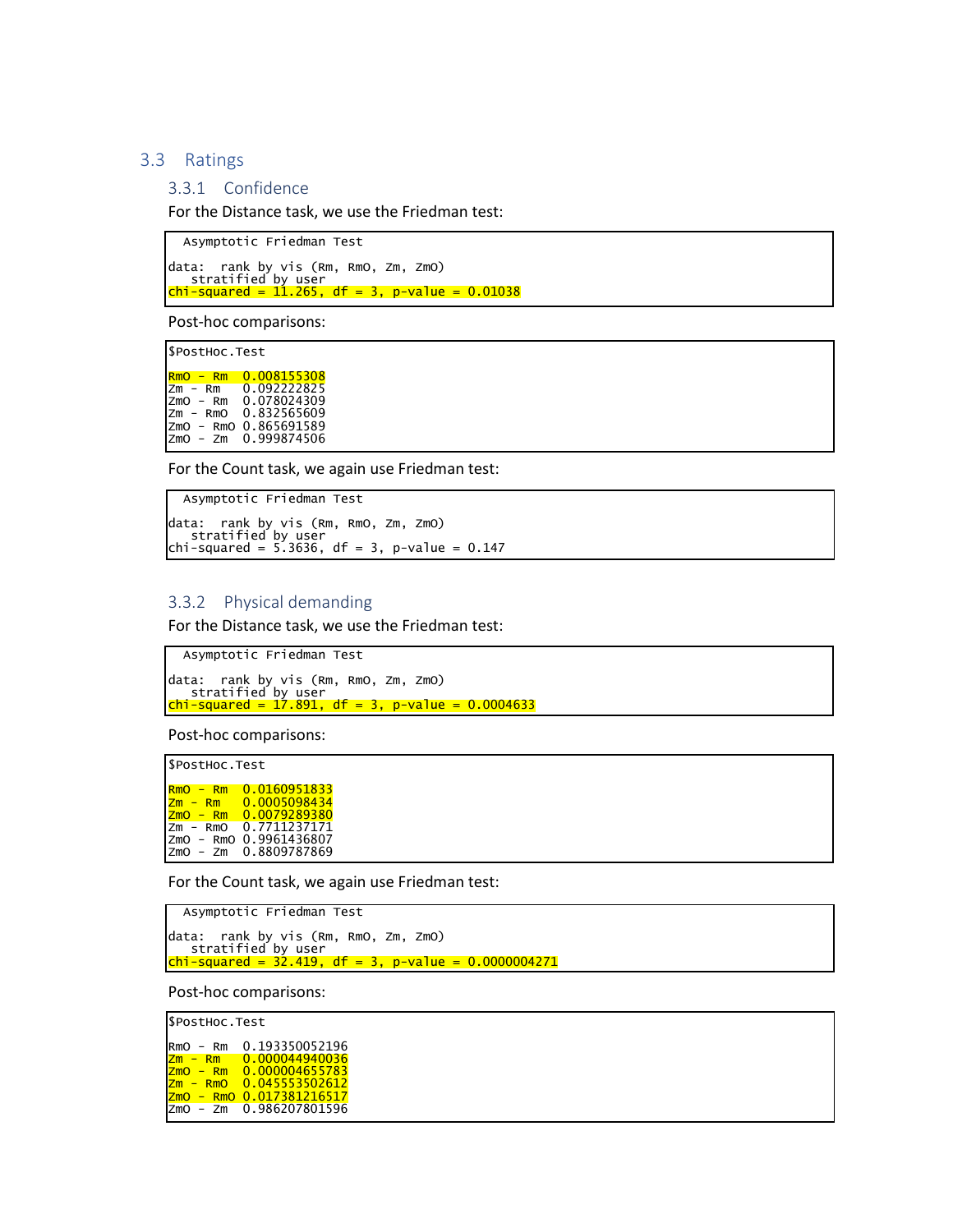## 3.3 Ratings

### 3.3.1 Confidence

For the Distance task, we use the Friedman test:

```
  Asymptotic Friedman Test

data:  rank by vis (Rm, RmO, Zm, ZmO)
   stratified by user
chi-squared = 11.265, df = 3, p-value = 0.01038
```

Post-hoc comparisons:

```
$PostHoc.Test

RmO - Rm   0.008155308
Zm - Rm    0.092222825
ZmO - Rm   0.078024309
Zm - RmO   0.832565609
ZmO - RmO  0.865691589
ZmO - Zm   0.999874506
```

For the Count task, we again use Friedman test:

```
  Asymptotic Friedman Test

data:  rank by vis (Rm, RmO, Zm, ZmO)
   stratified by user
chi-squared = 5.3636, df = 3, p-value = 0.147
```

### 3.3.2 Physical demanding

For the Distance task, we use the Friedman test:

```
  Asymptotic Friedman Test

data:  rank by vis (Rm, RmO, Zm, ZmO)
   stratified by user
chi-squared = 17.891, df = 3, p-value = 0.0004633
```

Post-hoc comparisons:

```
$PostHoc.Test

RmO - Rm   0.0160951833
Zm - Rm    0.0005098434
ZmO - Rm   0.0079289380
Zm - RmO   0.7711237171
ZmO - RmO  0.9961436807
ZmO - Zm   0.8809787869
```

For the Count task, we again use Friedman test:

```
  Asymptotic Friedman Test

data:  rank by vis (Rm, RmO, Zm, ZmO)
   stratified by user
chi-squared = 32.419, df = 3, p-value = 0.0000004271
```

Post-hoc comparisons:

```
$PostHoc.Test

RmO - Rm   0.193350052196
Zm - Rm    0.000044940036
ZmO - Rm   0.000004655783
Zm - RmO   0.045553502612
ZmO - RmO  0.017381216517
ZmO - Zm   0.986207801596
```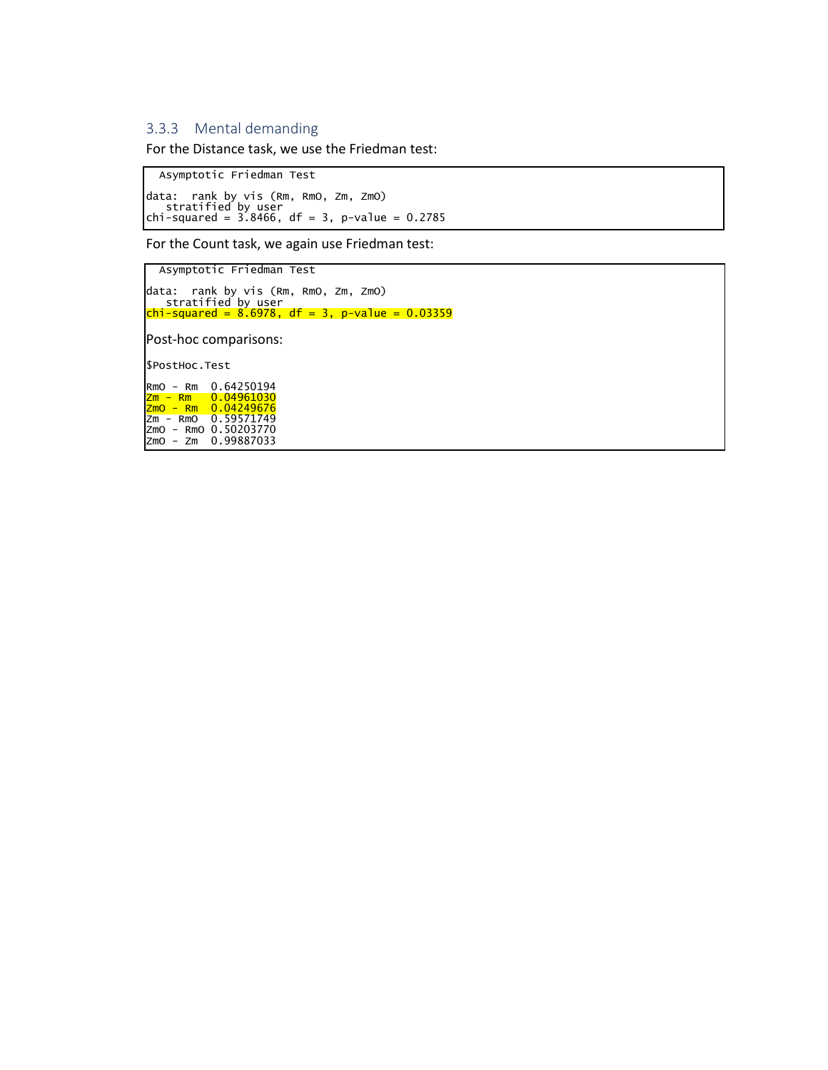### 3.3.3 Mental demanding

For the Distance task, we use the Friedman test:

```
  Asymptotic Friedman Test

data:  rank by vis (Rm, RmO, Zm, ZmO)
   stratified by user
chi-squared = 3.8466, df = 3, p-value = 0.2785
```

For the Count task, we again use Friedman test:

```
  Asymptotic Friedman Test

data:  rank by vis (Rm, RmO, Zm, ZmO)
   stratified by user
chi-squared = 8.6978, df = 3, p-value = 0.03359
```

Post-hoc comparisons:

```
$PostHoc.Test

RmO - Rm   0.64250194
Zm - Rm    0.04961030
ZmO - Rm   0.04249676
Zm - RmO   0.59571749
ZmO - RmO  0.50203770
ZmO - Zm   0.99887033
```